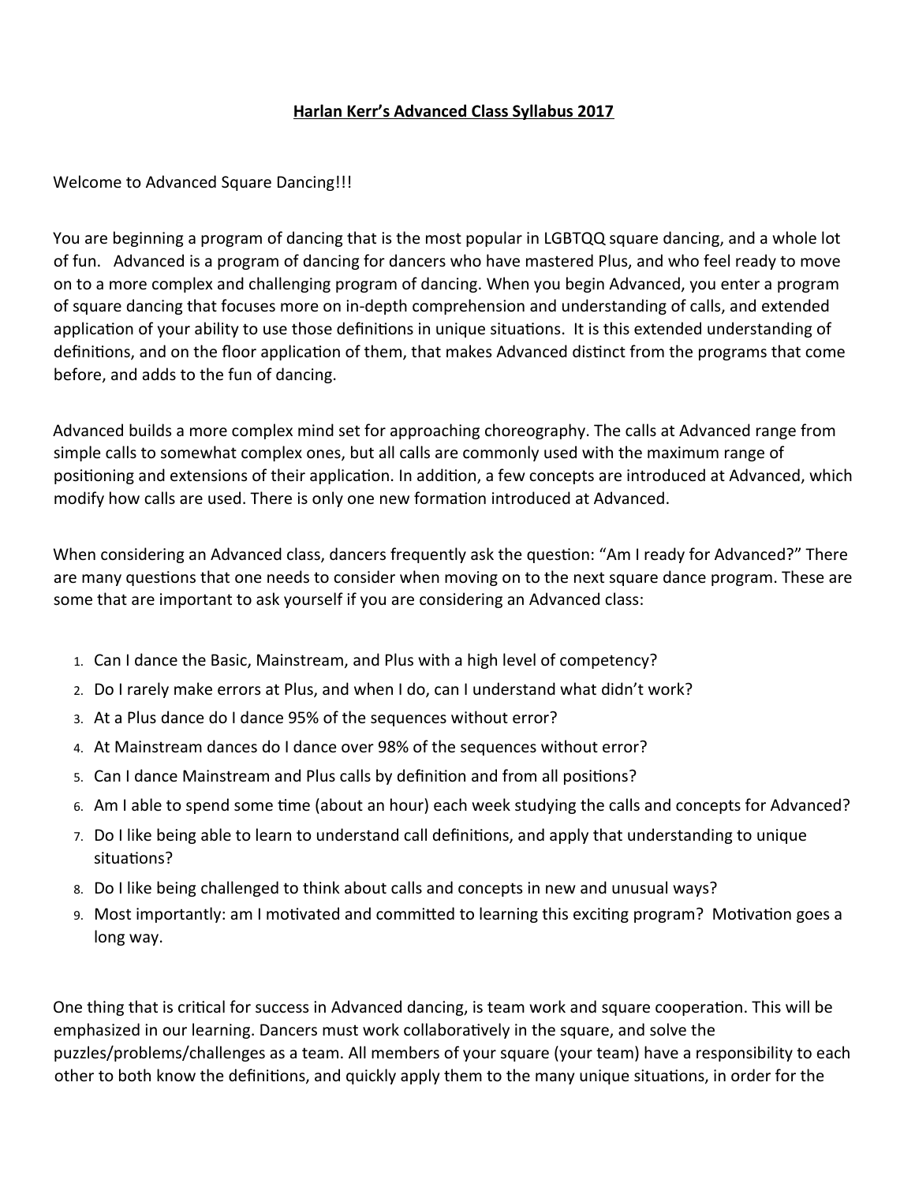# Harlan Kerr's Advanced Class Syllabus 2017

Welcome to Advanced Square Dancing!!!

You are beginning a program of dancing that is the most popular in LGBTQQ square dancing, and a whole lot of fun. Advanced is a program of dancing for dancers who have mastered Plus, and who feel ready to move on to a more complex and challenging program of dancing. When you begin Advanced, you enter a program of square dancing that focuses more on in-depth comprehension and understanding of calls, and extended application of your ability to use those definitions in unique situations. It is this extended understanding of definitions, and on the floor application of them, that makes Advanced distinct from the programs that come before, and adds to the fun of dancing.

Advanced builds a more complex mind set for approaching choreography. The calls at Advanced range from simple calls to somewhat complex ones, but all calls are commonly used with the maximum range of positioning and extensions of their application. In addition, a few concepts are introduced at Advanced, which modify how calls are used. There is only one new formation introduced at Advanced.

When considering an Advanced class, dancers frequently ask the question: "Am I ready for Advanced?" There are many questions that one needs to consider when moving on to the next square dance program. These are some that are important to ask yourself if you are considering an Advanced class:

1. Can I dance the Basic, Mainstream, and Plus with a high level of competency?
2. Do I rarely make errors at Plus, and when I do, can I understand what didn't work?
3. At a Plus dance do I dance 95% of the sequences without error?
4. At Mainstream dances do I dance over 98% of the sequences without error?
5. Can I dance Mainstream and Plus calls by definition and from all positions?
6. Am I able to spend some time (about an hour) each week studying the calls and concepts for Advanced?
7. Do I like being able to learn to understand call definitions, and apply that understanding to unique situations?
8. Do I like being challenged to think about calls and concepts in new and unusual ways?
9. Most importantly: am I motivated and committed to learning this exciting program? Motivation goes a long way.

One thing that is critical for success in Advanced dancing, is team work and square cooperation. This will be emphasized in our learning. Dancers must work collaboratively in the square, and solve the puzzles/problems/challenges as a team. All members of your square (your team) have a responsibility to each other to both know the definitions, and quickly apply them to the many unique situations, in order for the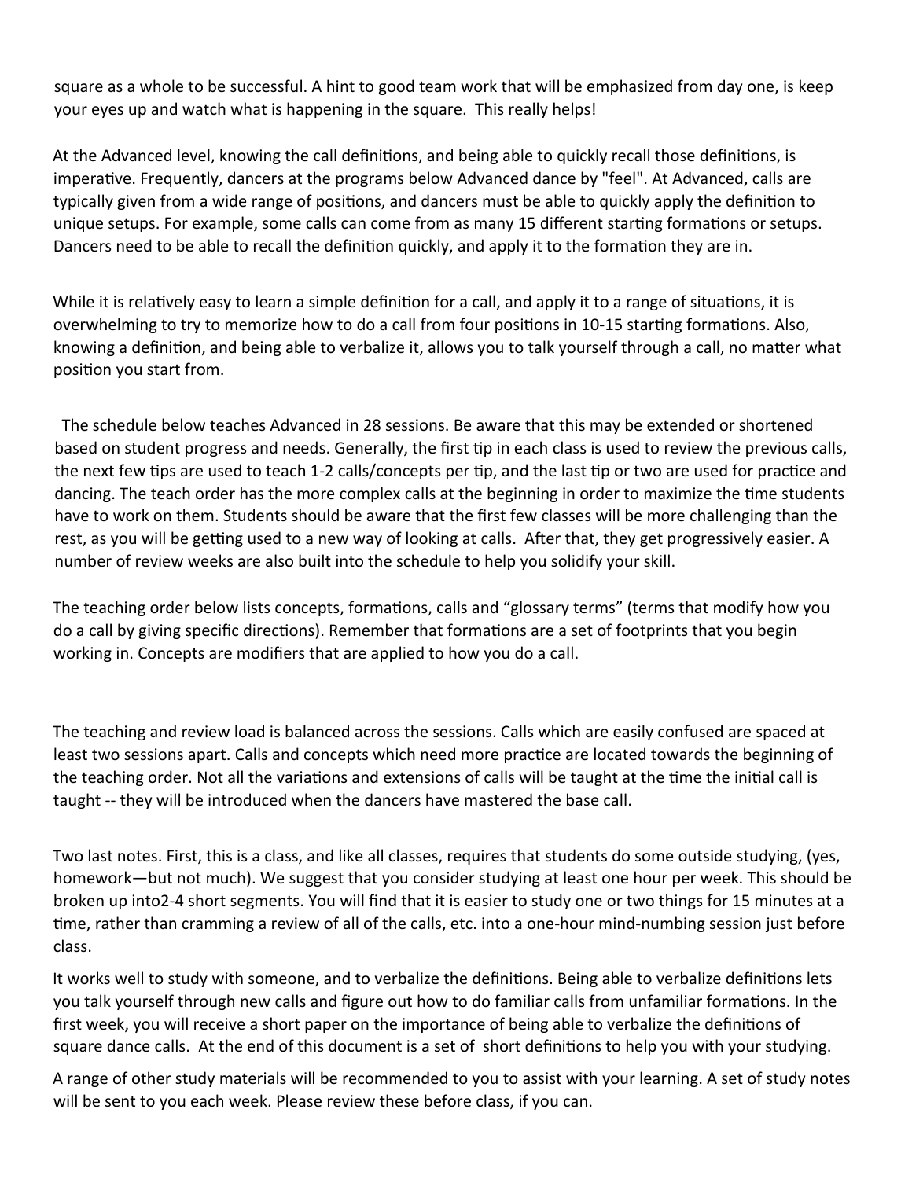square as a whole to be successful. A hint to good team work that will be emphasized from day one, is keep your eyes up and watch what is happening in the square. This really helps!

At the Advanced level, knowing the call definitions, and being able to quickly recall those definitions, is imperative. Frequently, dancers at the programs below Advanced dance by "feel". At Advanced, calls are typically given from a wide range of positions, and dancers must be able to quickly apply the definition to unique setups. For example, some calls can come from as many 15 different starting formations or setups. Dancers need to be able to recall the definition quickly, and apply it to the formation they are in.

While it is relatively easy to learn a simple definition for a call, and apply it to a range of situations, it is overwhelming to try to memorize how to do a call from four positions in 10-15 starting formations. Also, knowing a definition, and being able to verbalize it, allows you to talk yourself through a call, no matter what position you start from.

The schedule below teaches Advanced in 28 sessions. Be aware that this may be extended or shortened based on student progress and needs. Generally, the first tip in each class is used to review the previous calls, the next few tips are used to teach 1-2 calls/concepts per tip, and the last tip or two are used for practice and dancing. The teach order has the more complex calls at the beginning in order to maximize the time students have to work on them. Students should be aware that the first few classes will be more challenging than the rest, as you will be getting used to a new way of looking at calls. After that, they get progressively easier. A number of review weeks are also built into the schedule to help you solidify your skill.

The teaching order below lists concepts, formations, calls and "glossary terms" (terms that modify how you do a call by giving specific directions). Remember that formations are a set of footprints that you begin working in. Concepts are modifiers that are applied to how you do a call.

The teaching and review load is balanced across the sessions. Calls which are easily confused are spaced at least two sessions apart. Calls and concepts which need more practice are located towards the beginning of the teaching order. Not all the variations and extensions of calls will be taught at the time the initial call is taught -- they will be introduced when the dancers have mastered the base call.

Two last notes. First, this is a class, and like all classes, requires that students do some outside studying, (yes, homework—but not much). We suggest that you consider studying at least one hour per week. This should be broken up into2-4 short segments. You will find that it is easier to study one or two things for 15 minutes at a time, rather than cramming a review of all of the calls, etc. into a one-hour mind-numbing session just before class.

It works well to study with someone, and to verbalize the definitions. Being able to verbalize definitions lets you talk yourself through new calls and figure out how to do familiar calls from unfamiliar formations. In the first week, you will receive a short paper on the importance of being able to verbalize the definitions of square dance calls. At the end of this document is a set of short definitions to help you with your studying.

A range of other study materials will be recommended to you to assist with your learning. A set of study notes will be sent to you each week. Please review these before class, if you can.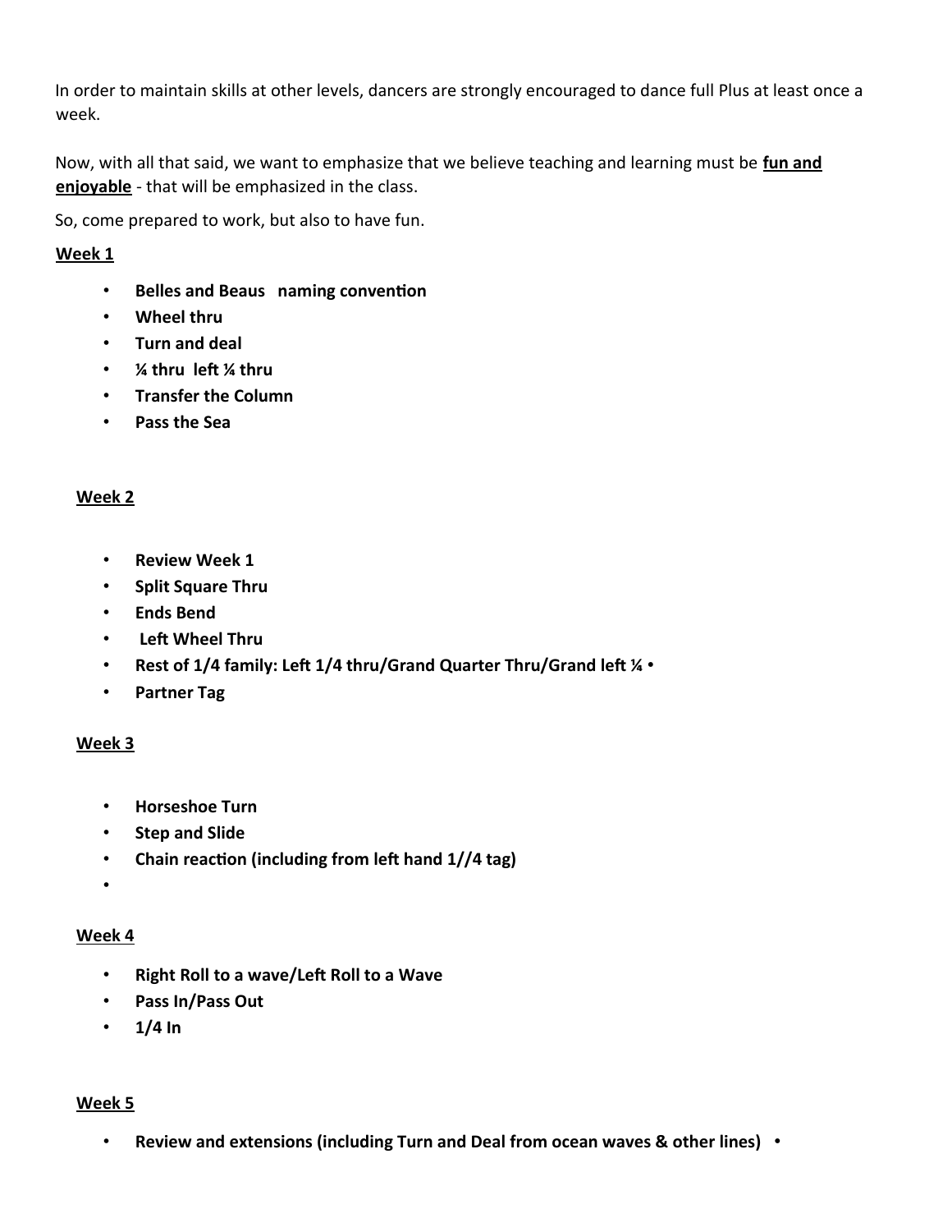In order to maintain skills at other levels, dancers are strongly encouraged to dance full Plus at least once a week.

Now, with all that said, we want to emphasize that we believe teaching and learning must be **<u>fun and enjoyable</u>** - that will be emphasized in the class.

So, come prepared to work, but also to have fun.

**<u>Week 1</u>**

- **Belles and Beaus   naming convention**
- **Wheel thru**
- **Turn and deal**
- **¼ thru  left ¼ thru**
- **Transfer the Column**
- **Pass the Sea**

**<u>Week 2</u>**

- **Review Week 1**
- **Split Square Thru**
- **Ends Bend**
- **Left Wheel Thru**
- **Rest of 1/4 family: Left 1/4 thru/Grand Quarter Thru/Grand left ¼** •
- **Partner Tag**

**<u>Week 3</u>**

- **Horseshoe Turn**
- **Step and Slide**
- **Chain reaction (including from left hand 1//4 tag)**
- 

**<u>Week 4</u>**

- **Right Roll to a wave/Left Roll to a Wave**
- **Pass In/Pass Out**
- **1/4 In**

**<u>Week 5</u>**

- **Review and extensions (including Turn and Deal from ocean waves & other lines)** •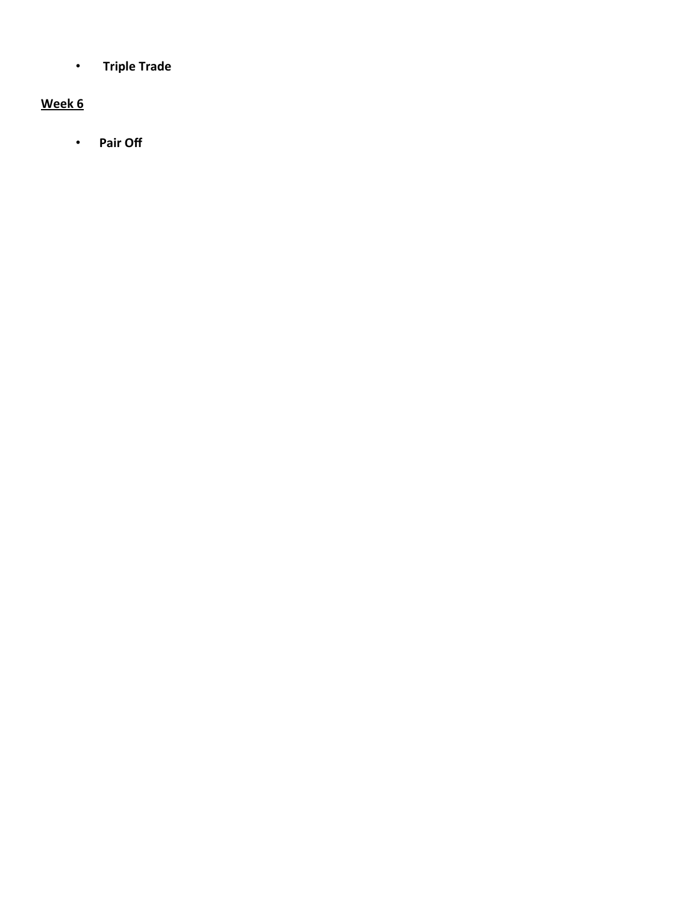- **Triple Trade**

**Week 6**

- **Pair Off**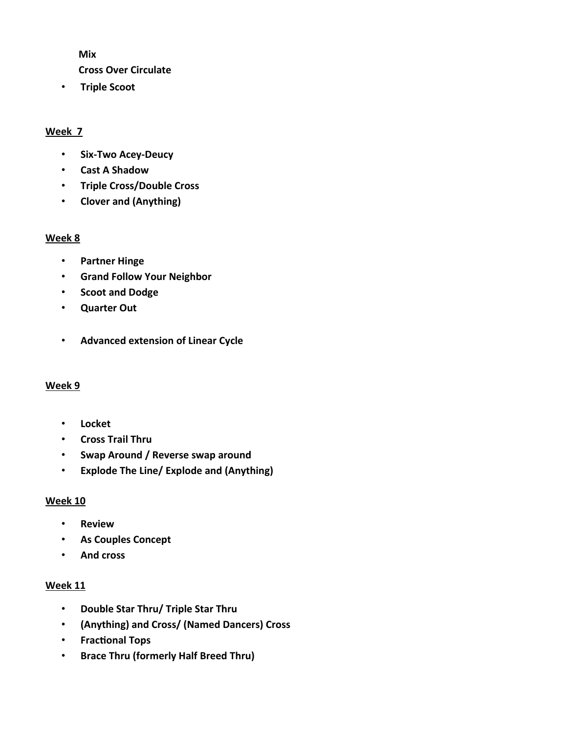**Mix**

**Cross Over Circulate**

- **Triple Scoot**

**Week 7**

- **Six-Two Acey-Deucy**
- **Cast A Shadow**
- **Triple Cross/Double Cross**
- **Clover and (Anything)**

**Week 8**

- **Partner Hinge**
- **Grand Follow Your Neighbor**
- **Scoot and Dodge**
- **Quarter Out**
- **Advanced extension of Linear Cycle**

**Week 9**

- **Locket**
- **Cross Trail Thru**
- **Swap Around / Reverse swap around**
- **Explode The Line/ Explode and (Anything)**

**Week 10**

- **Review**
- **As Couples Concept**
- **And cross**

**Week 11**

- **Double Star Thru/ Triple Star Thru**
- **(Anything) and Cross/ (Named Dancers) Cross**
- **Fractional Tops**
- **Brace Thru (formerly Half Breed Thru)**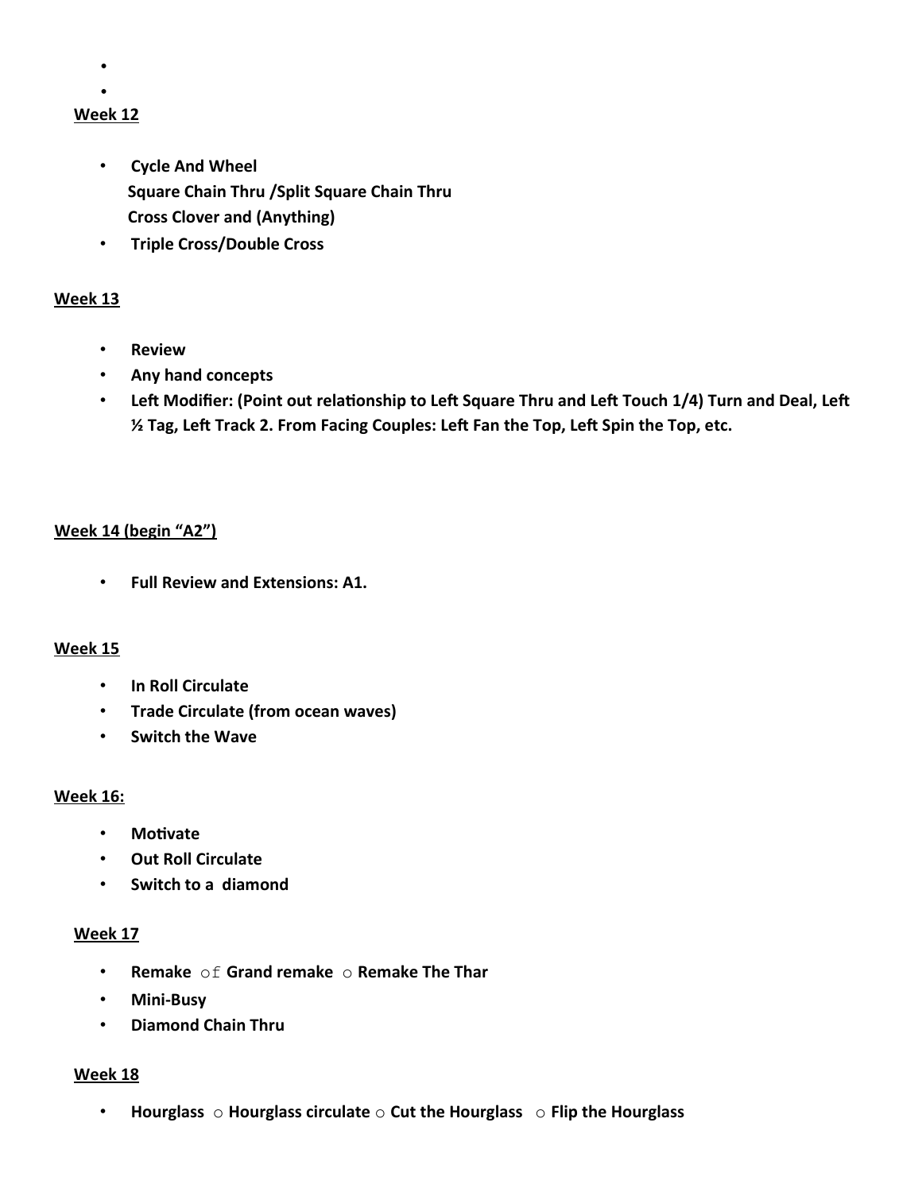**Week 12**

- **Cycle And Wheel**
  **Square Chain Thru /Split Square Chain Thru**
  **Cross Clover and (Anything)**
- **Triple Cross/Double Cross**

**Week 13**

- **Review**
- **Any hand concepts**
- **Left Modifier: (Point out relationship to Left Square Thru and Left Touch 1/4) Turn and Deal, Left ½ Tag, Left Track 2. From Facing Couples: Left Fan the Top, Left Spin the Top, etc.**

**Week 14 (begin "A2")**

- **Full Review and Extensions: A1.**

**Week 15**

- **In Roll Circulate**
- **Trade Circulate (from ocean waves)**
- **Switch the Wave**

**Week 16:**

- **Motivate**
- **Out Roll Circulate**
- **Switch to a diamond**

**Week 17**

- **Remake** of **Grand remake** ○ **Remake The Thar**
- **Mini-Busy**
- **Diamond Chain Thru**

**Week 18**

- **Hourglass** ○ **Hourglass circulate** ○ **Cut the Hourglass** ○ **Flip the Hourglass**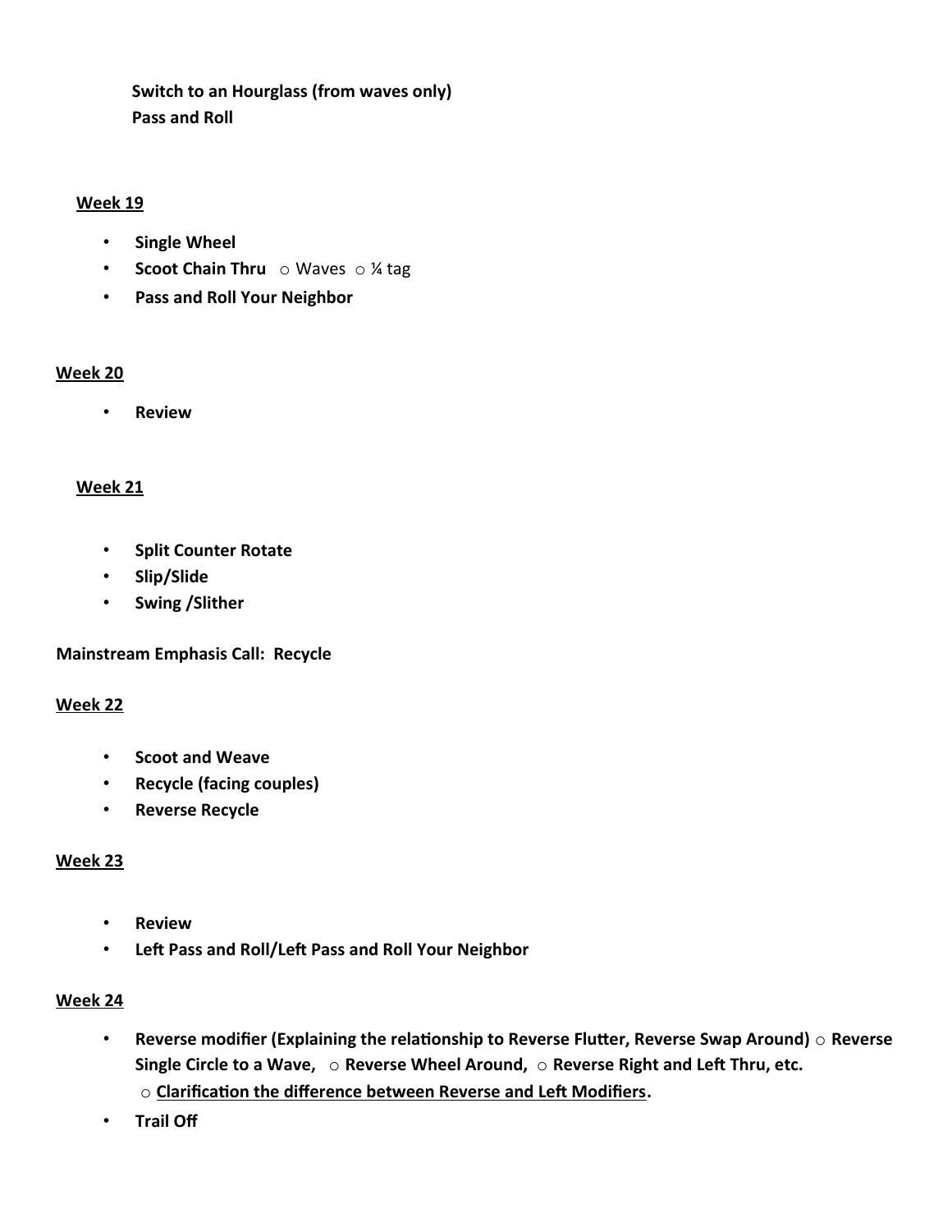**Switch to an Hourglass (from waves only)**
**Pass and Roll**

**Week 19**

- **Single Wheel**
- **Scoot Chain Thru** ○ Waves ○ ¼ tag
- **Pass and Roll Your Neighbor**

**Week 20**

- **Review**

**Week 21**

- **Split Counter Rotate**
- **Slip/Slide**
- **Swing /Slither**

**Mainstream Emphasis Call: Recycle**

**Week 22**

- **Scoot and Weave**
- **Recycle (facing couples)**
- **Reverse Recycle**

**Week 23**

- **Review**
- **Left Pass and Roll/Left Pass and Roll Your Neighbor**

**Week 24**

- **Reverse modifier (Explaining the relationship to Reverse Flutter, Reverse Swap Around)** ○ **Reverse Single Circle to a Wave,** ○ **Reverse Wheel Around,** ○ **Reverse Right and Left Thru, etc.**
  ○ **Clarification the difference between Reverse and Left Modifiers.**
- **Trail Off**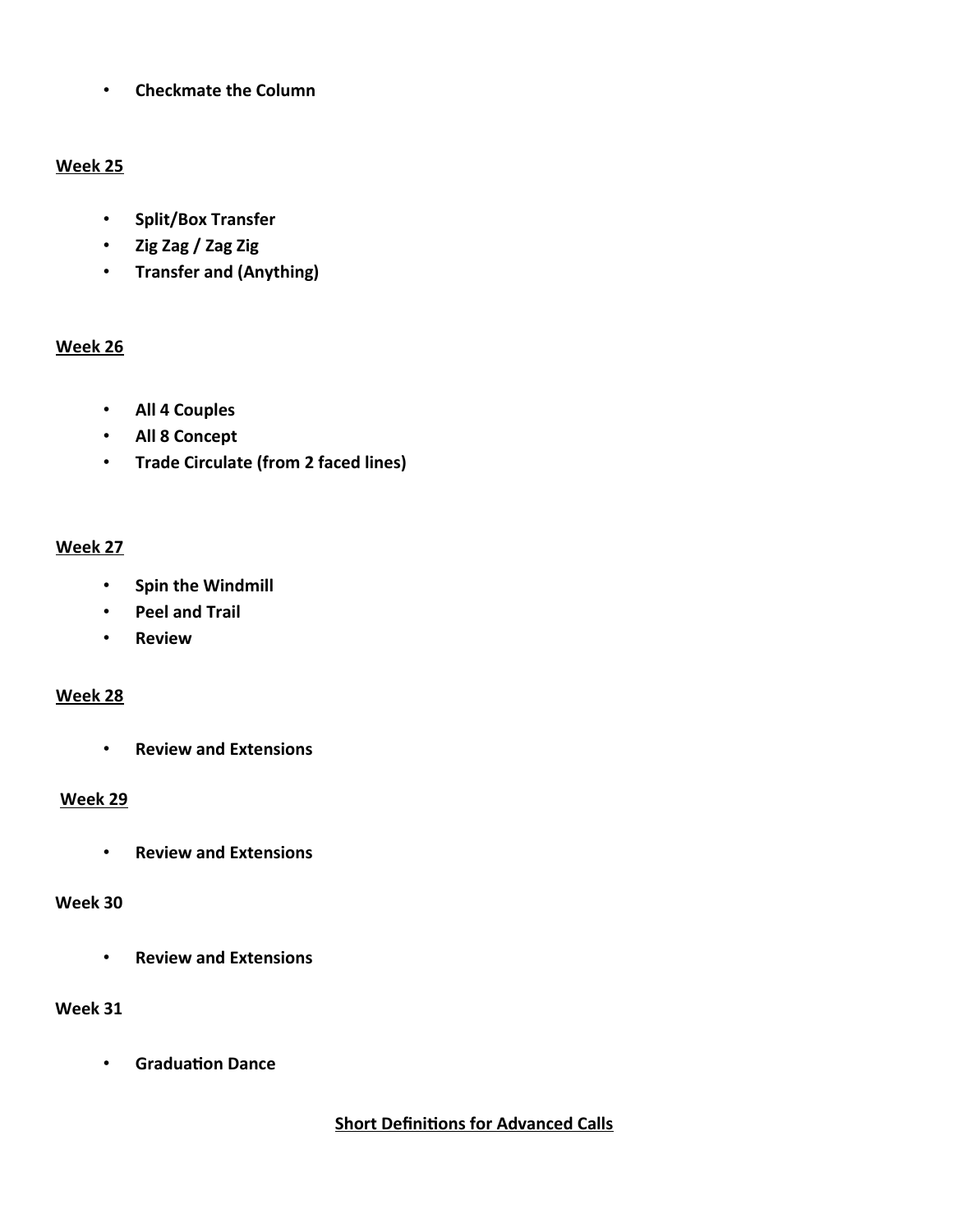- **Checkmate the Column**

**Week 25**

- **Split/Box Transfer**
- **Zig Zag / Zag Zig**
- **Transfer and (Anything)**

**Week 26**

- **All 4 Couples**
- **All 8 Concept**
- **Trade Circulate (from 2 faced lines)**

**Week 27**

- **Spin the Windmill**
- **Peel and Trail**
- **Review**

**Week 28**

- **Review and Extensions**

**Week 29**

- **Review and Extensions**

**Week 30**

- **Review and Extensions**

**Week 31**

- **Graduation Dance**

## Short Definitions for Advanced Calls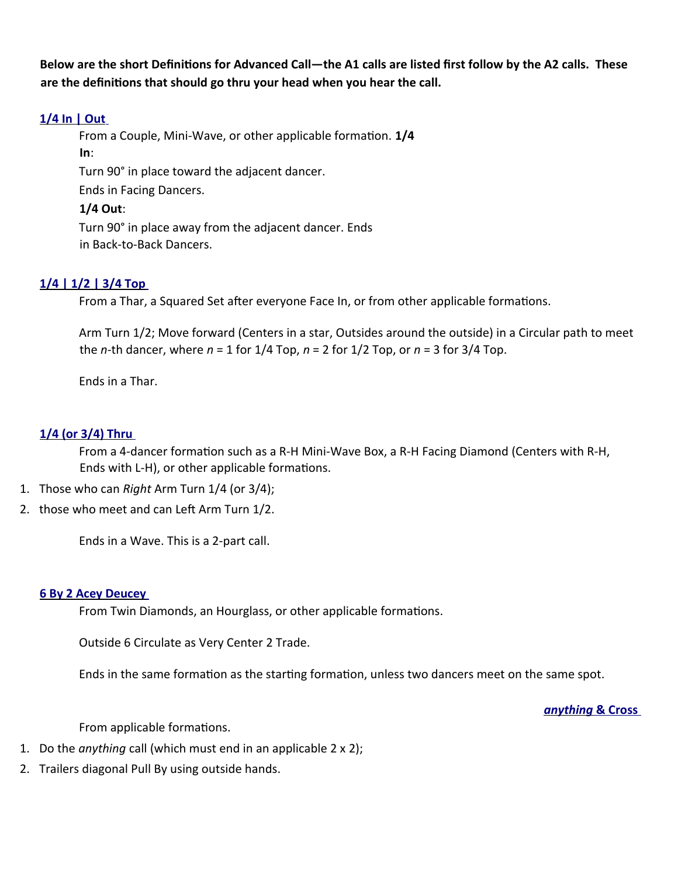**Below are the short Definitions for Advanced Call—the A1 calls are listed first follow by the A2 calls. These are the definitions that should go thru your head when you hear the call.**

### 1/4 In | Out

From a Couple, Mini-Wave, or other applicable formation. **1/4 In**:

Turn 90° in place toward the adjacent dancer.

Ends in Facing Dancers.

**1/4 Out**:

Turn 90° in place away from the adjacent dancer. Ends in Back-to-Back Dancers.

### 1/4 | 1/2 | 3/4 Top

From a Thar, a Squared Set after everyone Face In, or from other applicable formations.

Arm Turn 1/2; Move forward (Centers in a star, Outsides around the outside) in a Circular path to meet the *n*-th dancer, where $n = 1$ for 1/4 Top, $n = 2$ for 1/2 Top, or $n = 3$ for 3/4 Top.

Ends in a Thar.

### 1/4 (or 3/4) Thru

From a 4-dancer formation such as a R-H Mini-Wave Box, a R-H Facing Diamond (Centers with R-H, Ends with L-H), or other applicable formations.

1. Those who can *Right* Arm Turn 1/4 (or 3/4);
2. those who meet and can Left Arm Turn 1/2.

Ends in a Wave. This is a 2-part call.

### 6 By 2 Acey Deucey

From Twin Diamonds, an Hourglass, or other applicable formations.

Outside 6 Circulate as Very Center 2 Trade.

Ends in the same formation as the starting formation, unless two dancers meet on the same spot.

### *anything* & Cross

From applicable formations.

1. Do the *anything* call (which must end in an applicable 2 x 2);
2. Trailers diagonal Pull By using outside hands.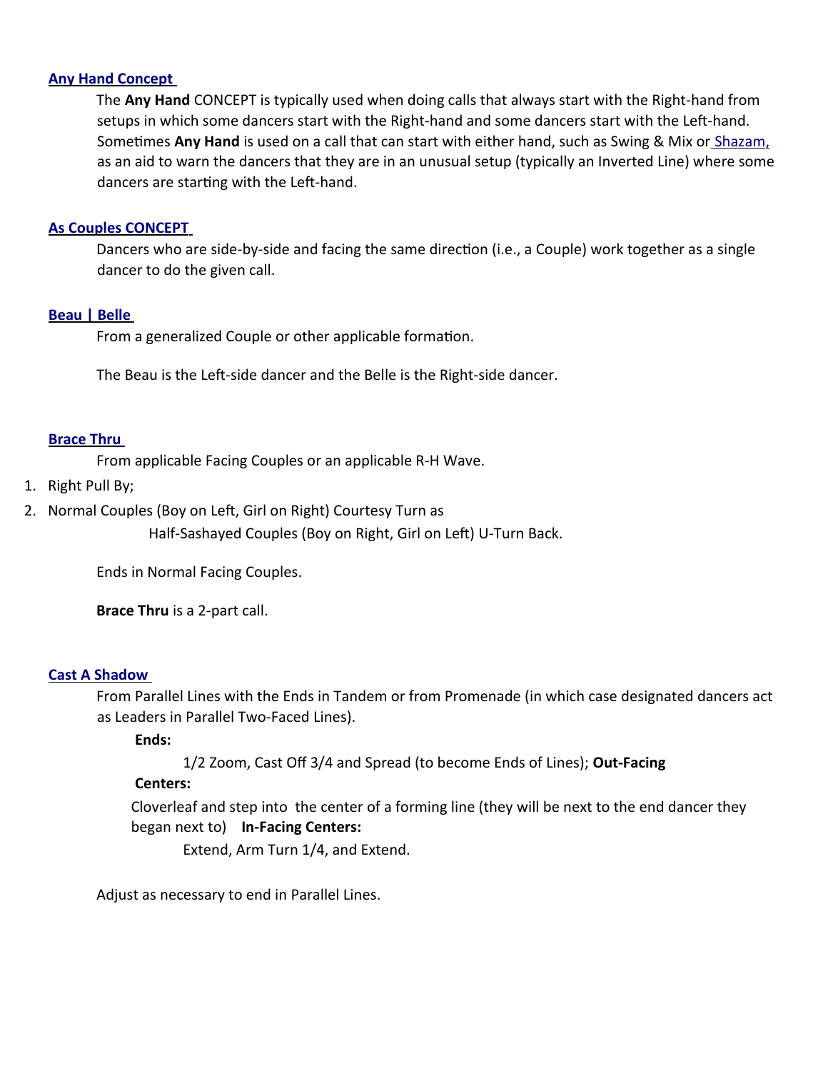### Any Hand Concept

The **Any Hand** CONCEPT is typically used when doing calls that always start with the Right-hand from setups in which some dancers start with the Right-hand and some dancers start with the Left-hand. Sometimes **Any Hand** is used on a call that can start with either hand, such as Swing & Mix or Shazam, as an aid to warn the dancers that they are in an unusual setup (typically an Inverted Line) where some dancers are starting with the Left-hand.

### As Couples CONCEPT

Dancers who are side-by-side and facing the same direction (i.e., a Couple) work together as a single dancer to do the given call.

### Beau | Belle

From a generalized Couple or other applicable formation.

The Beau is the Left-side dancer and the Belle is the Right-side dancer.

### Brace Thru

From applicable Facing Couples or an applicable R-H Wave.

1. Right Pull By;
2. Normal Couples (Boy on Left, Girl on Right) Courtesy Turn as
   Half-Sashayed Couples (Boy on Right, Girl on Left) U-Turn Back.

Ends in Normal Facing Couples.

**Brace Thru** is a 2-part call.

### Cast A Shadow

From Parallel Lines with the Ends in Tandem or from Promenade (in which case designated dancers act as Leaders in Parallel Two-Faced Lines).

**Ends:**

1/2 Zoom, Cast Off 3/4 and Spread (to become Ends of Lines); **Out-Facing**

**Centers:**

Cloverleaf and step into the center of a forming line (they will be next to the end dancer they began next to) **In-Facing Centers:**

Extend, Arm Turn 1/4, and Extend.

Adjust as necessary to end in Parallel Lines.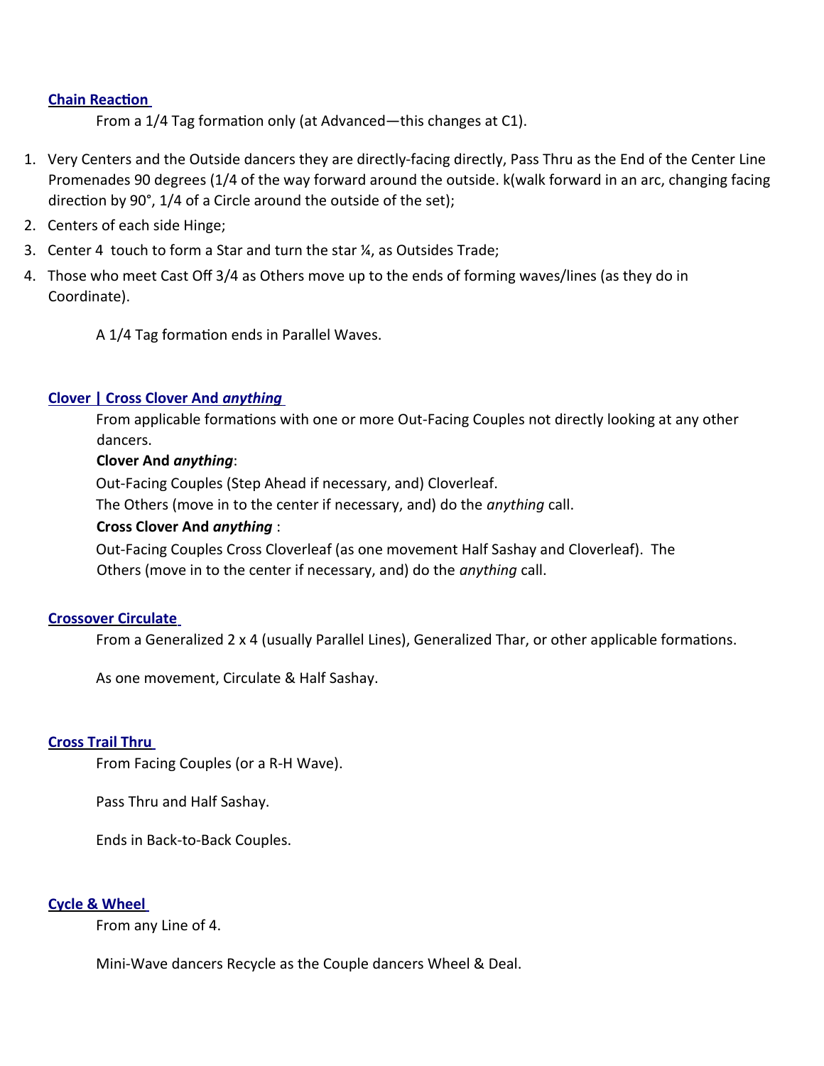### Chain Reaction

From a 1/4 Tag formation only (at Advanced—this changes at C1).

1. Very Centers and the Outside dancers they are directly-facing directly, Pass Thru as the End of the Center Line Promenades 90 degrees (1/4 of the way forward around the outside. k(walk forward in an arc, changing facing direction by 90°, 1/4 of a Circle around the outside of the set);
2. Centers of each side Hinge;
3. Center 4 touch to form a Star and turn the star ¼, as Outsides Trade;
4. Those who meet Cast Off 3/4 as Others move up to the ends of forming waves/lines (as they do in Coordinate).

A 1/4 Tag formation ends in Parallel Waves.

### Clover | Cross Clover And *anything*

From applicable formations with one or more Out-Facing Couples not directly looking at any other dancers.

**Clover And *anything***:

Out-Facing Couples (Step Ahead if necessary, and) Cloverleaf.

The Others (move in to the center if necessary, and) do the *anything* call.

**Cross Clover And *anything*** :

Out-Facing Couples Cross Cloverleaf (as one movement Half Sashay and Cloverleaf). The Others (move in to the center if necessary, and) do the *anything* call.

### Crossover Circulate

From a Generalized 2 x 4 (usually Parallel Lines), Generalized Thar, or other applicable formations.

As one movement, Circulate & Half Sashay.

### Cross Trail Thru

From Facing Couples (or a R-H Wave).

Pass Thru and Half Sashay.

Ends in Back-to-Back Couples.

### Cycle & Wheel

From any Line of 4.

Mini-Wave dancers Recycle as the Couple dancers Wheel & Deal.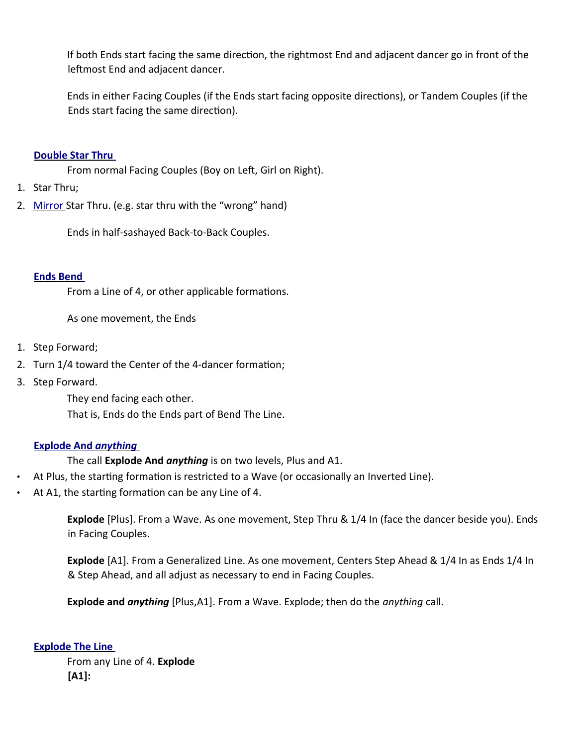If both Ends start facing the same direction, the rightmost End and adjacent dancer go in front of the leftmost End and adjacent dancer.

Ends in either Facing Couples (if the Ends start facing opposite directions), or Tandem Couples (if the Ends start facing the same direction).

### Double Star Thru

From normal Facing Couples (Boy on Left, Girl on Right).

1. Star Thru;
2. Mirror Star Thru. (e.g. star thru with the "wrong" hand)

Ends in half-sashayed Back-to-Back Couples.

### Ends Bend

From a Line of 4, or other applicable formations.

As one movement, the Ends

1. Step Forward;
2. Turn 1/4 toward the Center of the 4-dancer formation;
3. Step Forward.

They end facing each other.
That is, Ends do the Ends part of Bend The Line.

### Explode And *anything*

The call **Explode And** ***anything*** is on two levels, Plus and A1.

- At Plus, the starting formation is restricted to a Wave (or occasionally an Inverted Line).
- At A1, the starting formation can be any Line of 4.

**Explode** [Plus]. From a Wave. As one movement, Step Thru & 1/4 In (face the dancer beside you). Ends in Facing Couples.

**Explode** [A1]. From a Generalized Line. As one movement, Centers Step Ahead & 1/4 In as Ends 1/4 In & Step Ahead, and all adjust as necessary to end in Facing Couples.

**Explode and** ***anything*** [Plus,A1]. From a Wave. Explode; then do the *anything* call.

### Explode The Line

From any Line of 4. **Explode**
**[A1]:**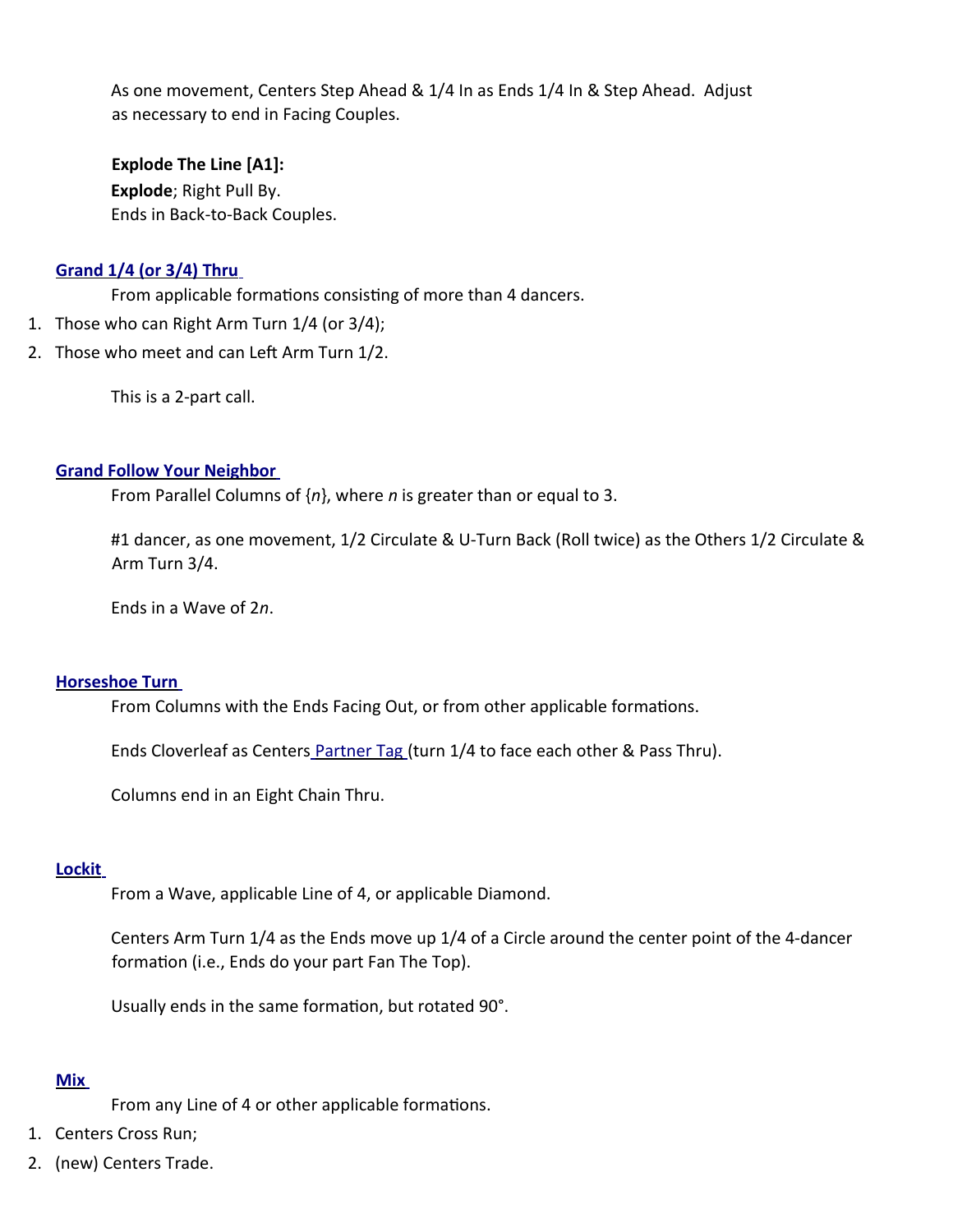As one movement, Centers Step Ahead & 1/4 In as Ends 1/4 In & Step Ahead. Adjust as necessary to end in Facing Couples.

**Explode The Line [A1]:**
**Explode**; Right Pull By.
Ends in Back-to-Back Couples.

### Grand 1/4 (or 3/4) Thru

From applicable formations consisting of more than 4 dancers.

1. Those who can Right Arm Turn 1/4 (or 3/4);
2. Those who meet and can Left Arm Turn 1/2.

This is a 2-part call.

### Grand Follow Your Neighbor

From Parallel Columns of {*n*}, where *n* is greater than or equal to 3.

#1 dancer, as one movement, 1/2 Circulate & U-Turn Back (Roll twice) as the Others 1/2 Circulate & Arm Turn 3/4.

Ends in a Wave of 2*n*.

### Horseshoe Turn

From Columns with the Ends Facing Out, or from other applicable formations.

Ends Cloverleaf as Centers Partner Tag (turn 1/4 to face each other & Pass Thru).

Columns end in an Eight Chain Thru.

### Lockit

From a Wave, applicable Line of 4, or applicable Diamond.

Centers Arm Turn 1/4 as the Ends move up 1/4 of a Circle around the center point of the 4-dancer formation (i.e., Ends do your part Fan The Top).

Usually ends in the same formation, but rotated 90°.

### Mix

From any Line of 4 or other applicable formations.

1. Centers Cross Run;
2. (new) Centers Trade.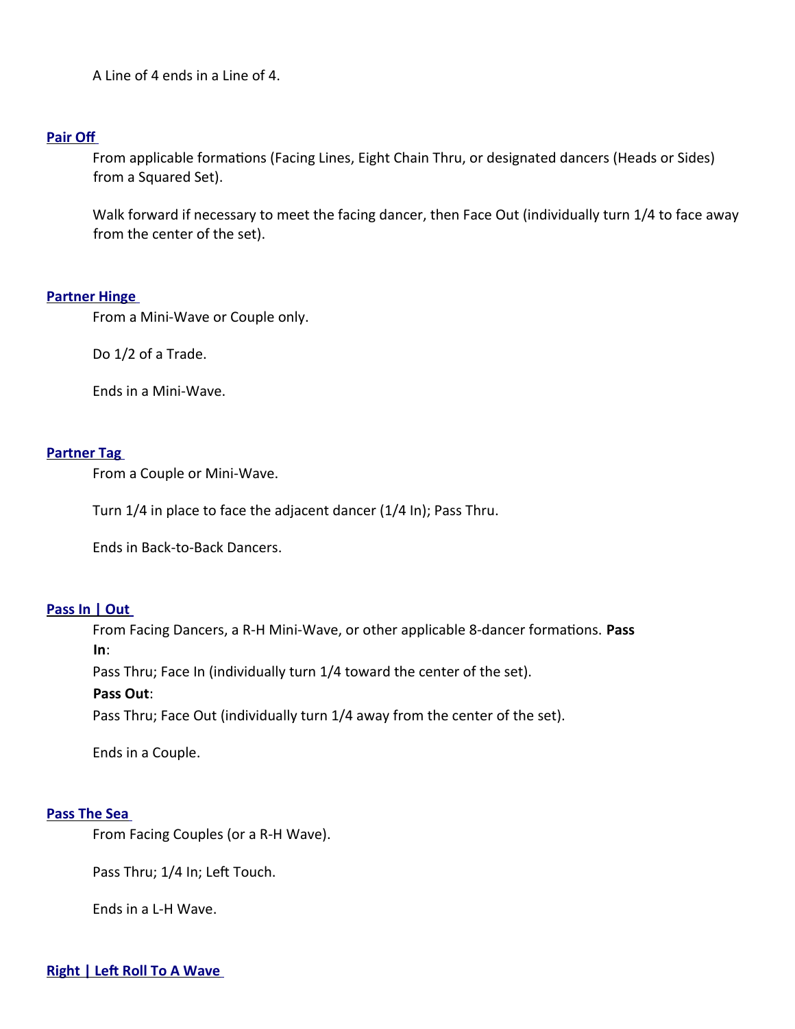A Line of 4 ends in a Line of 4.

### [Pair Off]

From applicable formations (Facing Lines, Eight Chain Thru, or designated dancers (Heads or Sides) from a Squared Set).

Walk forward if necessary to meet the facing dancer, then Face Out (individually turn 1/4 to face away from the center of the set).

### [Partner Hinge]

From a Mini-Wave or Couple only.

Do 1/2 of a Trade.

Ends in a Mini-Wave.

### [Partner Tag]

From a Couple or Mini-Wave.

Turn 1/4 in place to face the adjacent dancer (1/4 In); Pass Thru.

Ends in Back-to-Back Dancers.

### [Pass In | Out]

From Facing Dancers, a R-H Mini-Wave, or other applicable 8-dancer formations. **Pass In**:

Pass Thru; Face In (individually turn 1/4 toward the center of the set).

**Pass Out**:

Pass Thru; Face Out (individually turn 1/4 away from the center of the set).

Ends in a Couple.

### [Pass The Sea]

From Facing Couples (or a R-H Wave).

Pass Thru; 1/4 In; Left Touch.

Ends in a L-H Wave.

### [Right | Left Roll To A Wave]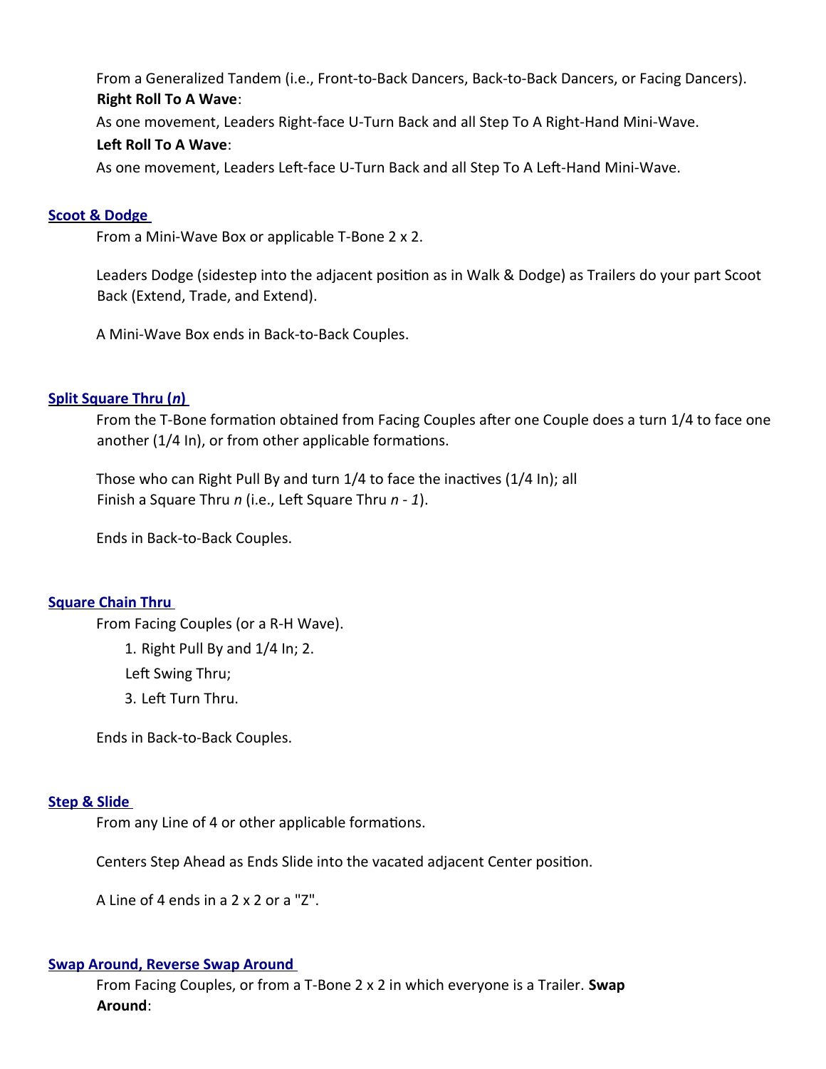From a Generalized Tandem (i.e., Front-to-Back Dancers, Back-to-Back Dancers, or Facing Dancers).

**Right Roll To A Wave**:

As one movement, Leaders Right-face U-Turn Back and all Step To A Right-Hand Mini-Wave.

**Left Roll To A Wave**:

As one movement, Leaders Left-face U-Turn Back and all Step To A Left-Hand Mini-Wave.

### Scoot & Dodge

From a Mini-Wave Box or applicable T-Bone 2 x 2.

Leaders Dodge (sidestep into the adjacent position as in Walk & Dodge) as Trailers do your part Scoot Back (Extend, Trade, and Extend).

A Mini-Wave Box ends in Back-to-Back Couples.

### Split Square Thru (*n*)

From the T-Bone formation obtained from Facing Couples after one Couple does a turn 1/4 to face one another (1/4 In), or from other applicable formations.

Those who can Right Pull By and turn 1/4 to face the inactives (1/4 In); all Finish a Square Thru *n* (i.e., Left Square Thru *n - 1*).

Ends in Back-to-Back Couples.

### Square Chain Thru

From Facing Couples (or a R-H Wave).

1. Right Pull By and 1/4 In;
2. Left Swing Thru;
3. Left Turn Thru.

Ends in Back-to-Back Couples.

### Step & Slide

From any Line of 4 or other applicable formations.

Centers Step Ahead as Ends Slide into the vacated adjacent Center position.

A Line of 4 ends in a 2 x 2 or a "Z".

### Swap Around, Reverse Swap Around

From Facing Couples, or from a T-Bone 2 x 2 in which everyone is a Trailer. **Swap Around**: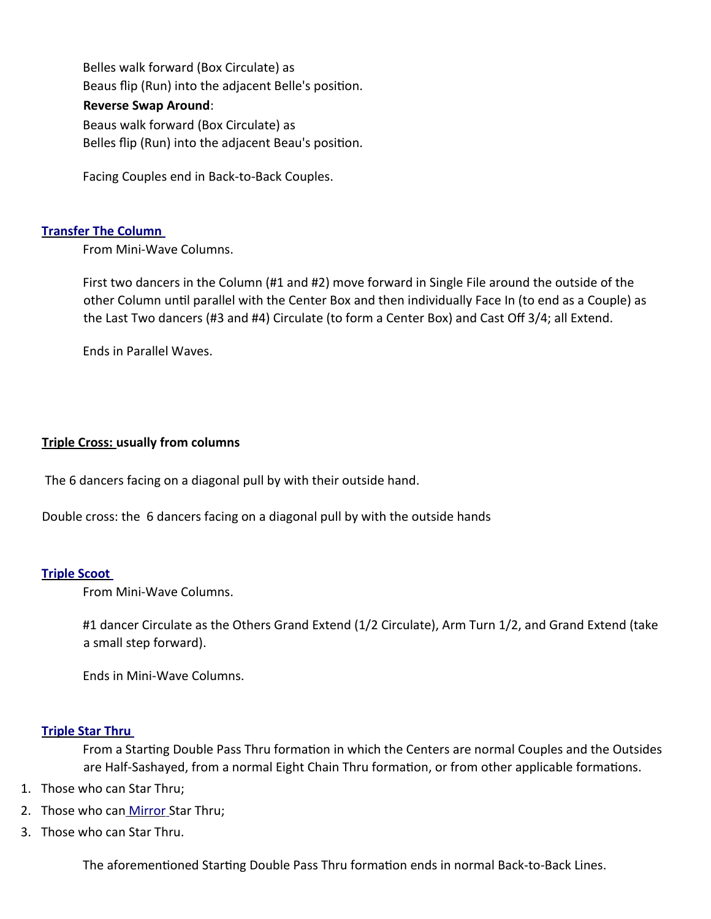Belles walk forward (Box Circulate) as
Beaus flip (Run) into the adjacent Belle's position.

**Reverse Swap Around**:
Beaus walk forward (Box Circulate) as
Belles flip (Run) into the adjacent Beau's position.

Facing Couples end in Back-to-Back Couples.

**Transfer The Column**

From Mini-Wave Columns.

First two dancers in the Column (#1 and #2) move forward in Single File around the outside of the other Column until parallel with the Center Box and then individually Face In (to end as a Couple) as the Last Two dancers (#3 and #4) Circulate (to form a Center Box) and Cast Off 3/4; all Extend.

Ends in Parallel Waves.

**Triple Cross: usually from columns**

The 6 dancers facing on a diagonal pull by with their outside hand.

Double cross: the 6 dancers facing on a diagonal pull by with the outside hands

**Triple Scoot**

From Mini-Wave Columns.

#1 dancer Circulate as the Others Grand Extend (1/2 Circulate), Arm Turn 1/2, and Grand Extend (take a small step forward).

Ends in Mini-Wave Columns.

**Triple Star Thru**

From a Starting Double Pass Thru formation in which the Centers are normal Couples and the Outsides are Half-Sashayed, from a normal Eight Chain Thru formation, or from other applicable formations.

1. Those who can Star Thru;
2. Those who can Mirror Star Thru;
3. Those who can Star Thru.

The aforementioned Starting Double Pass Thru formation ends in normal Back-to-Back Lines.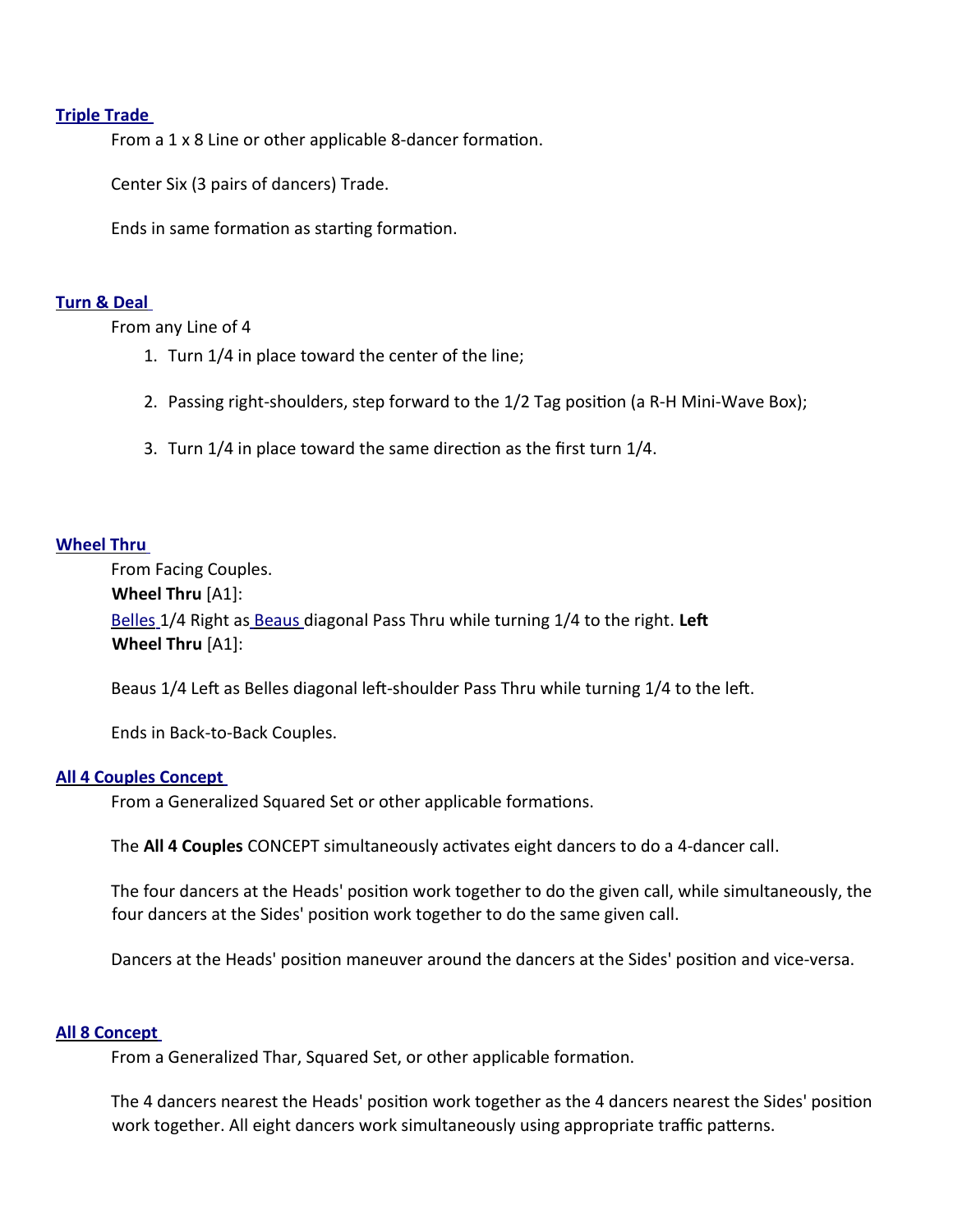**Triple Trade**

From a 1 x 8 Line or other applicable 8-dancer formation.

Center Six (3 pairs of dancers) Trade.

Ends in same formation as starting formation.

**Turn & Deal**

From any Line of 4

1. Turn 1/4 in place toward the center of the line;
2. Passing right-shoulders, step forward to the 1/2 Tag position (a R-H Mini-Wave Box);
3. Turn 1/4 in place toward the same direction as the first turn 1/4.

**Wheel Thru**

From Facing Couples.
**Wheel Thru** [A1]:
Belles 1/4 Right as Beaus diagonal Pass Thru while turning 1/4 to the right. **Left Wheel Thru** [A1]:

Beaus 1/4 Left as Belles diagonal left-shoulder Pass Thru while turning 1/4 to the left.

Ends in Back-to-Back Couples.

**All 4 Couples Concept**

From a Generalized Squared Set or other applicable formations.

The **All 4 Couples** CONCEPT simultaneously activates eight dancers to do a 4-dancer call.

The four dancers at the Heads' position work together to do the given call, while simultaneously, the four dancers at the Sides' position work together to do the same given call.

Dancers at the Heads' position maneuver around the dancers at the Sides' position and vice-versa.

**All 8 Concept**

From a Generalized Thar, Squared Set, or other applicable formation.

The 4 dancers nearest the Heads' position work together as the 4 dancers nearest the Sides' position work together. All eight dancers work simultaneously using appropriate traffic patterns.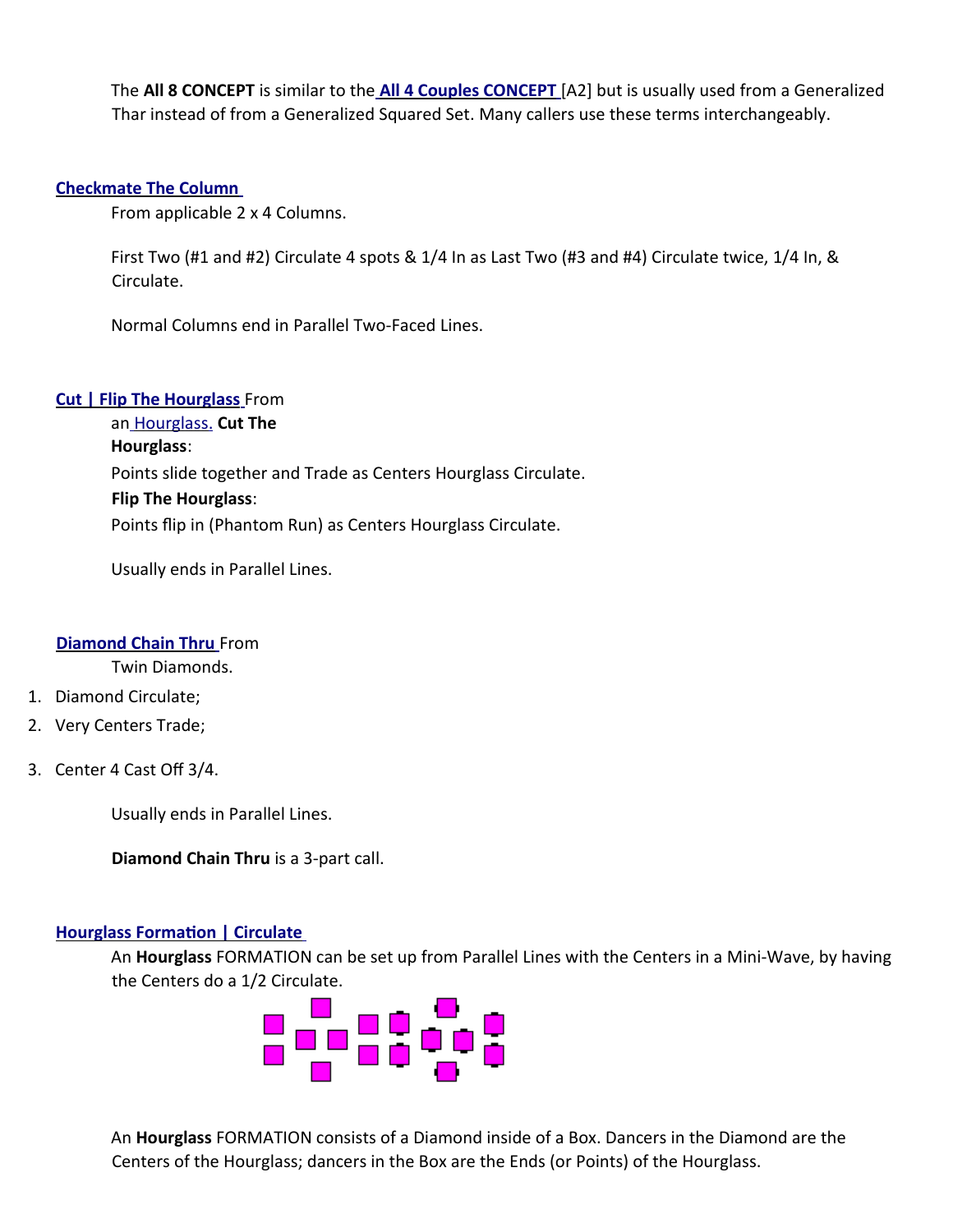The **All 8 CONCEPT** is similar to the **All 4 Couples CONCEPT** [A2] but is usually used from a Generalized Thar instead of from a Generalized Squared Set. Many callers use these terms interchangeably.

**Checkmate The Column**

From applicable 2 x 4 Columns.

First Two (#1 and #2) Circulate 4 spots & 1/4 In as Last Two (#3 and #4) Circulate twice, 1/4 In, & Circulate.

Normal Columns end in Parallel Two-Faced Lines.

**Cut | Flip The Hourglass** From an Hourglass.

**Cut The Hourglass**:
Points slide together and Trade as Centers Hourglass Circulate.

**Flip The Hourglass**:
Points flip in (Phantom Run) as Centers Hourglass Circulate.

Usually ends in Parallel Lines.

**Diamond Chain Thru** From Twin Diamonds.

1. Diamond Circulate;
2. Very Centers Trade;
3. Center 4 Cast Off 3/4.

Usually ends in Parallel Lines.

**Diamond Chain Thru** is a 3-part call.

**Hourglass Formation | Circulate**

An **Hourglass** FORMATION can be set up from Parallel Lines with the Centers in a Mini-Wave, by having the Centers do a 1/2 Circulate.

An **Hourglass** FORMATION consists of a Diamond inside of a Box. Dancers in the Diamond are the Centers of the Hourglass; dancers in the Box are the Ends (or Points) of the Hourglass.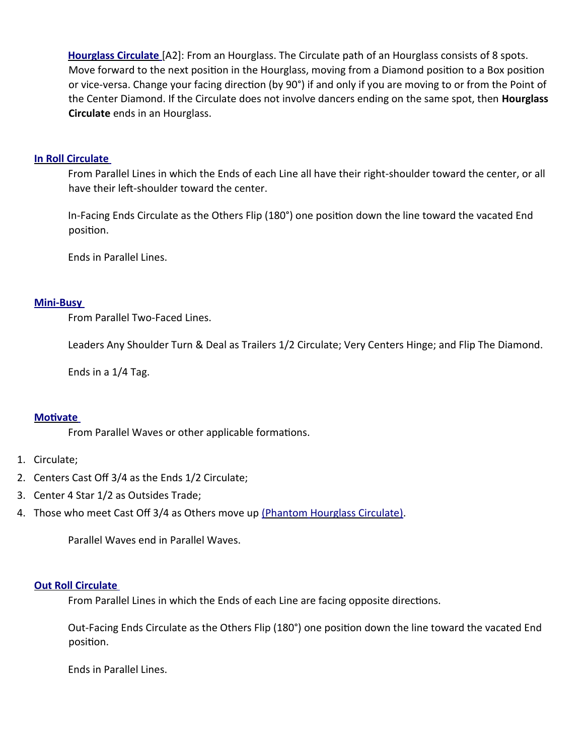**Hourglass Circulate** [A2]: From an Hourglass. The Circulate path of an Hourglass consists of 8 spots. Move forward to the next position in the Hourglass, moving from a Diamond position to a Box position or vice-versa. Change your facing direction (by 90°) if and only if you are moving to or from the Point of the Center Diamond. If the Circulate does not involve dancers ending on the same spot, then **Hourglass Circulate** ends in an Hourglass.

### In Roll Circulate

From Parallel Lines in which the Ends of each Line all have their right-shoulder toward the center, or all have their left-shoulder toward the center.

In-Facing Ends Circulate as the Others Flip (180°) one position down the line toward the vacated End position.

Ends in Parallel Lines.

### Mini-Busy

From Parallel Two-Faced Lines.

Leaders Any Shoulder Turn & Deal as Trailers 1/2 Circulate; Very Centers Hinge; and Flip The Diamond.

Ends in a 1/4 Tag.

### Motivate

From Parallel Waves or other applicable formations.

1. Circulate;
2. Centers Cast Off 3/4 as the Ends 1/2 Circulate;
3. Center 4 Star 1/2 as Outsides Trade;
4. Those who meet Cast Off 3/4 as Others move up (Phantom Hourglass Circulate).

Parallel Waves end in Parallel Waves.

### Out Roll Circulate

From Parallel Lines in which the Ends of each Line are facing opposite directions.

Out-Facing Ends Circulate as the Others Flip (180°) one position down the line toward the vacated End position.

Ends in Parallel Lines.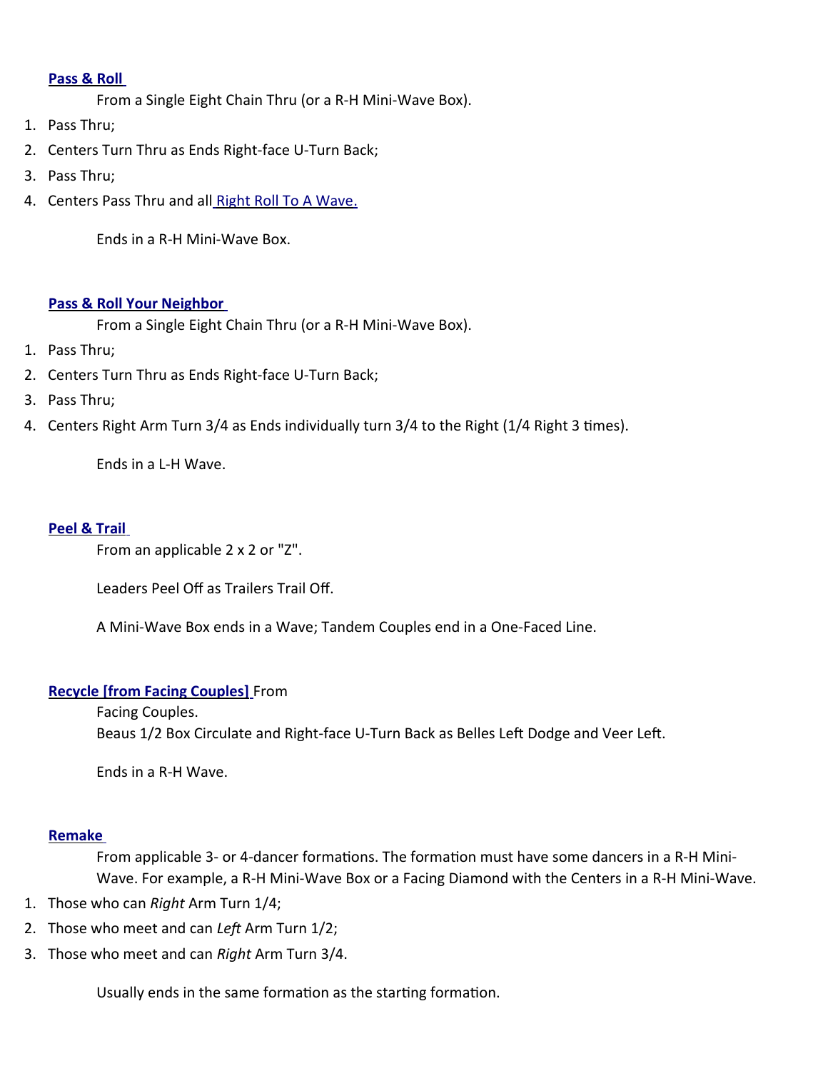### Pass & Roll

From a Single Eight Chain Thru (or a R-H Mini-Wave Box).

1. Pass Thru;
2. Centers Turn Thru as Ends Right-face U-Turn Back;
3. Pass Thru;
4. Centers Pass Thru and all Right Roll To A Wave.

Ends in a R-H Mini-Wave Box.

### Pass & Roll Your Neighbor

From a Single Eight Chain Thru (or a R-H Mini-Wave Box).

1. Pass Thru;
2. Centers Turn Thru as Ends Right-face U-Turn Back;
3. Pass Thru;
4. Centers Right Arm Turn 3/4 as Ends individually turn 3/4 to the Right (1/4 Right 3 times).

Ends in a L-H Wave.

### Peel & Trail

From an applicable 2 x 2 or "Z".

Leaders Peel Off as Trailers Trail Off.

A Mini-Wave Box ends in a Wave; Tandem Couples end in a One-Faced Line.

### Recycle [from Facing Couples] From

Facing Couples.
Beaus 1/2 Box Circulate and Right-face U-Turn Back as Belles Left Dodge and Veer Left.

Ends in a R-H Wave.

### Remake

From applicable 3- or 4-dancer formations. The formation must have some dancers in a R-H Mini-Wave. For example, a R-H Mini-Wave Box or a Facing Diamond with the Centers in a R-H Mini-Wave.

1. Those who can *Right* Arm Turn 1/4;
2. Those who meet and can *Left* Arm Turn 1/2;
3. Those who meet and can *Right* Arm Turn 3/4.

Usually ends in the same formation as the starting formation.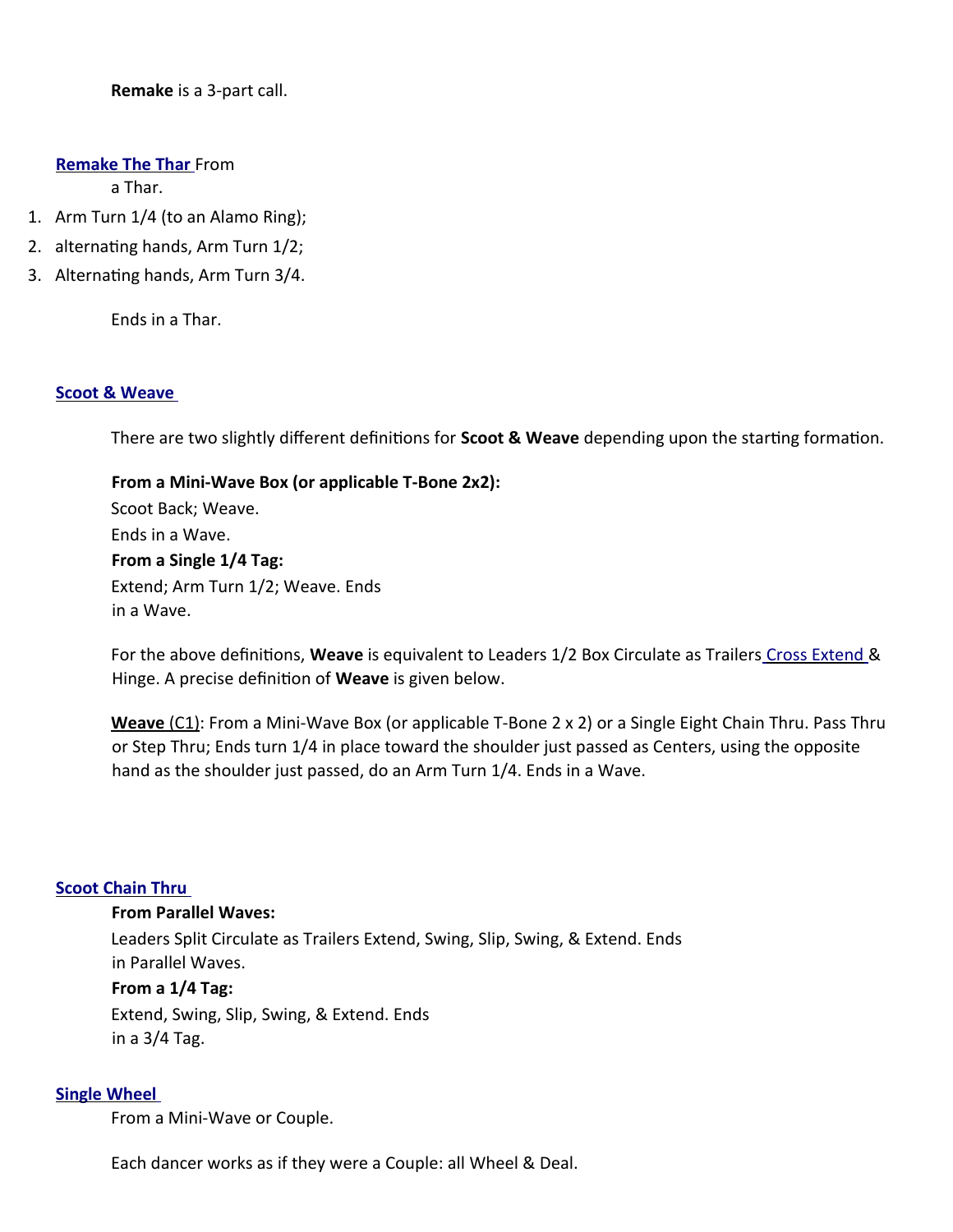**Remake** is a 3-part call.

## Remake The Thar

From a Thar.

1. Arm Turn 1/4 (to an Alamo Ring);
2. alternating hands, Arm Turn 1/2;
3. Alternating hands, Arm Turn 3/4.

Ends in a Thar.

## Scoot & Weave

There are two slightly different definitions for **Scoot & Weave** depending upon the starting formation.

**From a Mini-Wave Box (or applicable T-Bone 2x2):**
Scoot Back; Weave.
Ends in a Wave.

**From a Single 1/4 Tag:**
Extend; Arm Turn 1/2; Weave. Ends in a Wave.

For the above definitions, **Weave** is equivalent to Leaders 1/2 Box Circulate as Trailers Cross Extend & Hinge. A precise definition of **Weave** is given below.

**Weave** (C1): From a Mini-Wave Box (or applicable T-Bone 2 x 2) or a Single Eight Chain Thru. Pass Thru or Step Thru; Ends turn 1/4 in place toward the shoulder just passed as Centers, using the opposite hand as the shoulder just passed, do an Arm Turn 1/4. Ends in a Wave.

## Scoot Chain Thru

**From Parallel Waves:**
Leaders Split Circulate as Trailers Extend, Swing, Slip, Swing, & Extend. Ends in Parallel Waves.

**From a 1/4 Tag:**
Extend, Swing, Slip, Swing, & Extend. Ends in a 3/4 Tag.

## Single Wheel

From a Mini-Wave or Couple.

Each dancer works as if they were a Couple: all Wheel & Deal.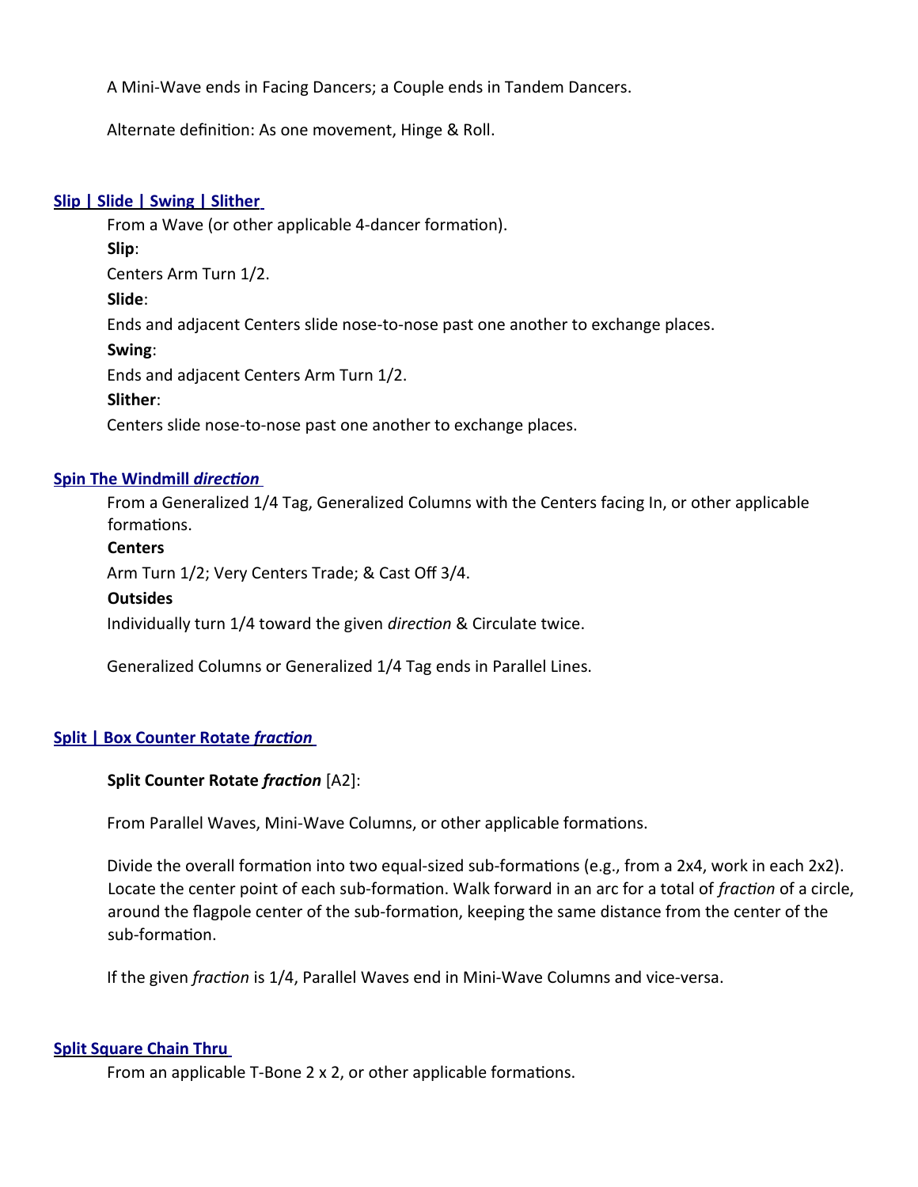A Mini-Wave ends in Facing Dancers; a Couple ends in Tandem Dancers.

Alternate definition: As one movement, Hinge & Roll.

### Slip | Slide | Swing | Slither

From a Wave (or other applicable 4-dancer formation).

**Slip**:

Centers Arm Turn 1/2.

**Slide**:

Ends and adjacent Centers slide nose-to-nose past one another to exchange places.

**Swing**:

Ends and adjacent Centers Arm Turn 1/2.

**Slither**:

Centers slide nose-to-nose past one another to exchange places.

### Spin The Windmill *direction*

From a Generalized 1/4 Tag, Generalized Columns with the Centers facing In, or other applicable formations.

**Centers**

Arm Turn 1/2; Very Centers Trade; & Cast Off 3/4.

**Outsides**

Individually turn 1/4 toward the given *direction* & Circulate twice.

Generalized Columns or Generalized 1/4 Tag ends in Parallel Lines.

### Split | Box Counter Rotate *fraction*

**Split Counter Rotate *fraction*** [A2]:

From Parallel Waves, Mini-Wave Columns, or other applicable formations.

Divide the overall formation into two equal-sized sub-formations (e.g., from a 2x4, work in each 2x2). Locate the center point of each sub-formation. Walk forward in an arc for a total of *fraction* of a circle, around the flagpole center of the sub-formation, keeping the same distance from the center of the sub-formation.

If the given *fraction* is 1/4, Parallel Waves end in Mini-Wave Columns and vice-versa.

### Split Square Chain Thru

From an applicable T-Bone 2 x 2, or other applicable formations.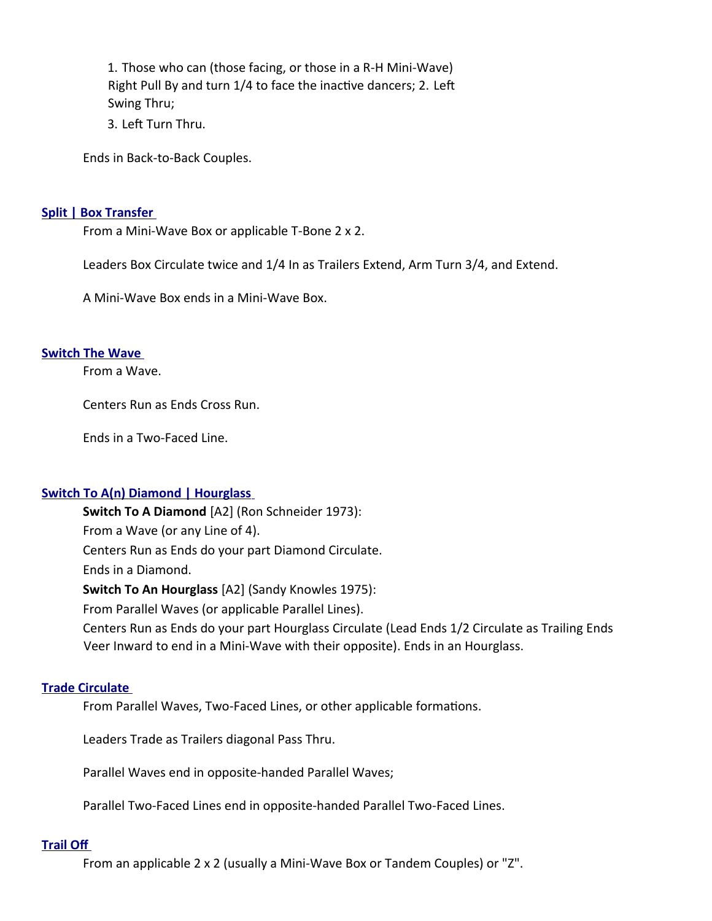1. Those who can (those facing, or those in a R-H Mini-Wave) Right Pull By and turn 1/4 to face the inactive dancers; 2. Left Swing Thru;

3. Left Turn Thru.

Ends in Back-to-Back Couples.

### Split | Box Transfer

From a Mini-Wave Box or applicable T-Bone 2 x 2.

Leaders Box Circulate twice and 1/4 In as Trailers Extend, Arm Turn 3/4, and Extend.

A Mini-Wave Box ends in a Mini-Wave Box.

### Switch The Wave

From a Wave.

Centers Run as Ends Cross Run.

Ends in a Two-Faced Line.

### Switch To A(n) Diamond | Hourglass

**Switch To A Diamond** [A2] (Ron Schneider 1973):
From a Wave (or any Line of 4).
Centers Run as Ends do your part Diamond Circulate.
Ends in a Diamond.

**Switch To An Hourglass** [A2] (Sandy Knowles 1975):
From Parallel Waves (or applicable Parallel Lines).
Centers Run as Ends do your part Hourglass Circulate (Lead Ends 1/2 Circulate as Trailing Ends Veer Inward to end in a Mini-Wave with their opposite). Ends in an Hourglass.

### Trade Circulate

From Parallel Waves, Two-Faced Lines, or other applicable formations.

Leaders Trade as Trailers diagonal Pass Thru.

Parallel Waves end in opposite-handed Parallel Waves;

Parallel Two-Faced Lines end in opposite-handed Parallel Two-Faced Lines.

### Trail Off

From an applicable 2 x 2 (usually a Mini-Wave Box or Tandem Couples) or "Z".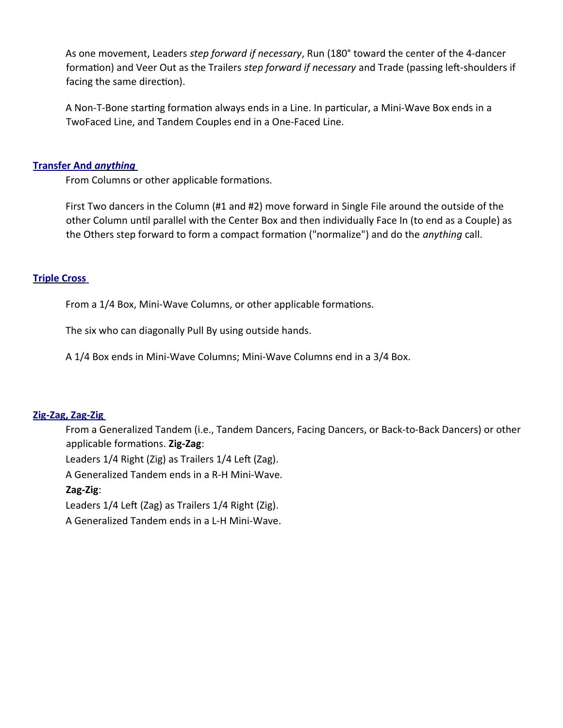As one movement, Leaders *step forward if necessary*, Run (180° toward the center of the 4-dancer formation) and Veer Out as the Trailers *step forward if necessary* and Trade (passing left-shoulders if facing the same direction).

A Non-T-Bone starting formation always ends in a Line. In particular, a Mini-Wave Box ends in a TwoFaced Line, and Tandem Couples end in a One-Faced Line.

### Transfer And *anything*

From Columns or other applicable formations.

First Two dancers in the Column (#1 and #2) move forward in Single File around the outside of the other Column until parallel with the Center Box and then individually Face In (to end as a Couple) as the Others step forward to form a compact formation ("normalize") and do the *anything* call.

### Triple Cross

From a 1/4 Box, Mini-Wave Columns, or other applicable formations.

The six who can diagonally Pull By using outside hands.

A 1/4 Box ends in Mini-Wave Columns; Mini-Wave Columns end in a 3/4 Box.

### Zig-Zag, Zag-Zig

From a Generalized Tandem (i.e., Tandem Dancers, Facing Dancers, or Back-to-Back Dancers) or other applicable formations. **Zig-Zag**:

Leaders 1/4 Right (Zig) as Trailers 1/4 Left (Zag).

A Generalized Tandem ends in a R-H Mini-Wave.

**Zag-Zig**:

Leaders 1/4 Left (Zag) as Trailers 1/4 Right (Zig).

A Generalized Tandem ends in a L-H Mini-Wave.